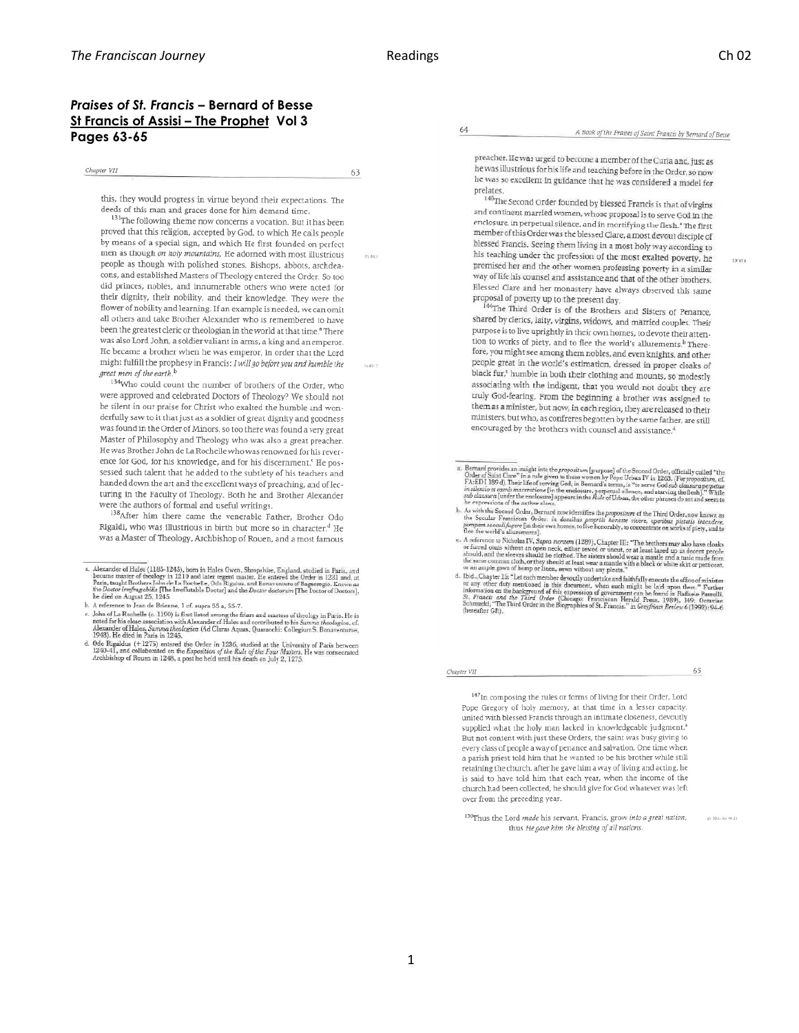## *Praises of St. Francis* – Bernard of Besse

**St Francis of Assisi – The Prophet Vol 3**

**Pages 63-65**

this, they would progress in virtue beyond their expectations. The deeds of this man and graces done for him demand time.

[133]The following theme now concerns a vocation. But it has been proved that this religion, accepted by God, to which He calls people by means of a special sign, and which He first founded on perfect men as though *on holy mountains*, He adorned with most illustrious people as though with polished stones. Bishops, abbots, archdeacons, and established Masters of Theology entered the Order. So too did princes, nobles, and innumerable others who were noted for their dignity, their nobility, and their knowledge. They were the flower of nobility and learning. If an example is needed, we can omit all others and take Brother Alexander who is remembered to have been the greatest cleric or theologian in the world at that time.[a] There was also Lord John, a soldier valiant in arms, a king and an emperor. He became a brother when he was emperor, in order that the Lord might fulfill the prophesy in Francis: *I will go before you and humble the great men of the earth*.[b]

[134]Who could count the number of brothers of the Order, who were approved and celebrated Doctors of Theology? We should not be silent in our praise for Christ who exalted the humble and wonderfully saw to it that just as a soldier of great dignity and goodness was found in the Order of Minors, so too there was found a very great Master of Philosophy and Theology who was also a great preacher. He was Brother John de La Rochelle who was renowned for his reverence for God, for his knowledge, and for his discernment.[c] He possessed such talent that he added to the subtlety of his teachers and handed down the art and the excellent ways of preaching, and of lecturing in the Faculty of Theology. Both he and Brother Alexander were the authors of formal and useful writings.

[138]After him there came the venerable Father, Brother Odo Rigaldi, who was illustrious in birth but more so in character.[d] He was a Master of Theology, Archbishop of Rouen, and a most famous preacher. He was urged to become a member of the Curia and, just as he was illustrious for his life and teaching before in the Order, so now he was so excellent in guidance that he was considered a model for prelates.

[140]The Second Order founded by blessed Francis is that of virgins and continent married women, whose proposal is to serve God in the enclosure, in perpetual silence, and in mortifying the flesh.[a] The first member of this Order was the blessed Clare, a most devout disciple of blessed Francis. Seeing them living in a most holy way according to his teaching under the profession of the most exalted poverty, he promised her and the other women professing poverty in a similar way of life his counsel and assistance and that of the other brothers. Blessed Clare and her monastery have always observed this same proposal of poverty up to the present day.

[144]The Third Order is of the Brothers and Sisters of Penance, shared by clerics, laity, virgins, widows, and married couples. Their purpose is to live uprightly in their own homes, to devote their attention to works of piety, and to flee the world's allurements.[b] Therefore, you might see among them nobles, and even knights, and other people great in the world's estimation, dressed in proper cloaks of black fur,[c] humble in both their clothing and mounts, so modestly associating with the indigent, that you would not doubt they are truly God-fearing. From the beginning a brother was assigned to them as a minister, but now, in each region, they are released to their ministers, but who, as confreres begotten by the same father, are still encouraged by the brothers with counsel and assistance.[d]

[147]In composing the rules or forms of living for their Order, Lord Pope Gregory of holy memory, at that time in a lesser capacity, united with blessed Francis through an intimate closeness, devoutly supplied what the holy man lacked in knowledgeable judgment.[a] But not content with just these Orders, the saint was busy giving to every class of people a way of penance and salvation. One time when a parish priest told him that he wanted to be his brother while still retaining the church, after he gave him a way of living and acting, he is said to have told him that each year, when the income of the church had been collected, he should give for God whatever was left over from the preceding year.

[150]Thus the Lord *made* his servant, Francis, grow *into a great nation*, thus *He gave him the blessing of all nations*.

---

*Footnotes (p. 63):*

a. Alexander of Hales (1185-1245), born in Hales Owen, Shropshire, England, studied in Paris, and became master of theology in 1210 and later regent master. He entered the Order in 1231 and, at Paris, taught Brothers John de La Rochelle, Odo Rigaldus, and Bonaventure of Bagnoregio. Known as the *Doctor irrefragabilis* [The Irrefutable Doctor] and the *Doctor doctorum* [The Doctor of Doctors], he died on August 25, 1245.

b. A reference to Jean de Brienne, 1 cf. supra 55 a, 55-7.

c. John of La Rochelle (c. 1190) is first listed among the friars and masters of theology in Paris. He is noted for his close association with Alexander of Hales and contributed to his *Summa theologica*, cf. Alexander of Hales, *Summa theologica* (Ad Claras Aquas, Quaracchi: Collegium S. Bonaventurae, 1948). He died in Paris in 1245.

d. Odo Rigaldus (+1275) entered the Order in 1236, studied at the University of Paris between 1240-41, and collaborated on the *Exposition of the Rule of the Four Masters*. He was consecrated Archbishop of Rouen in 1248, a post he held until his death on July 2, 1275.

*Footnotes (p. 64):*

a. Bernard provides an insight into the *propositum* [purpose] of the Second Order, officially called "the Order of Saint Clare" in a rule given to these women by Pope Urban IV in 1263. (For *propositum*, cf. FA:ED I 189 d). Their life of serving God, in Bernard's terms, is "to serve God *sub clausura perpetuo in silentio et carnis maceratione* [in the enclosure, perpetual silence, and starving the flesh]." While *sub clausura* [under the enclosure] appears in the *Rule* of Urban, the other phrases do not and seem to be expressions of the author alone.

b. As with the Second Order, Bernard now identifies the *propositum* of the Third Order, now known as the Secular Franciscan Order: *in domibus propriis honeste vivere, operibus pietatis intendere, pompam saeculi fugere* [in their own homes, to live honorably, to concentrate on works of piety, and to flee the world's allurements].

c. A reference to Nicholas IV, *Supra montem* (1289), Chapter III: "The brothers may also have cloaks or furred coats without an open neck, either sewed or uncut, or at least laced up as decent people should, and the sleeves should be clothed. The sisters should wear a mantle and a tunic made from the same common cloth, or they should at least wear a mantle with a black or white skirt or petticoat, or an ample gown of hemp or linen, sewn without any pleats."

d. Ibid., Chapter 15: "Let each member devoutly undertake and faithfully execute the office of minister or any other duty mentioned in this document, when such might be laid upon them." Further information on the background of this expression of government can be found in Raffaele Pazzelli, *St. Francis and the Third Order* (Chicago: Franciscan Herald Press, 1989), 149; Octavian Schmucki, "The Third Order in the Biographies of St. Francis," in *Greyfriars Review* 6 (1992): 94-6 (hereafter GR).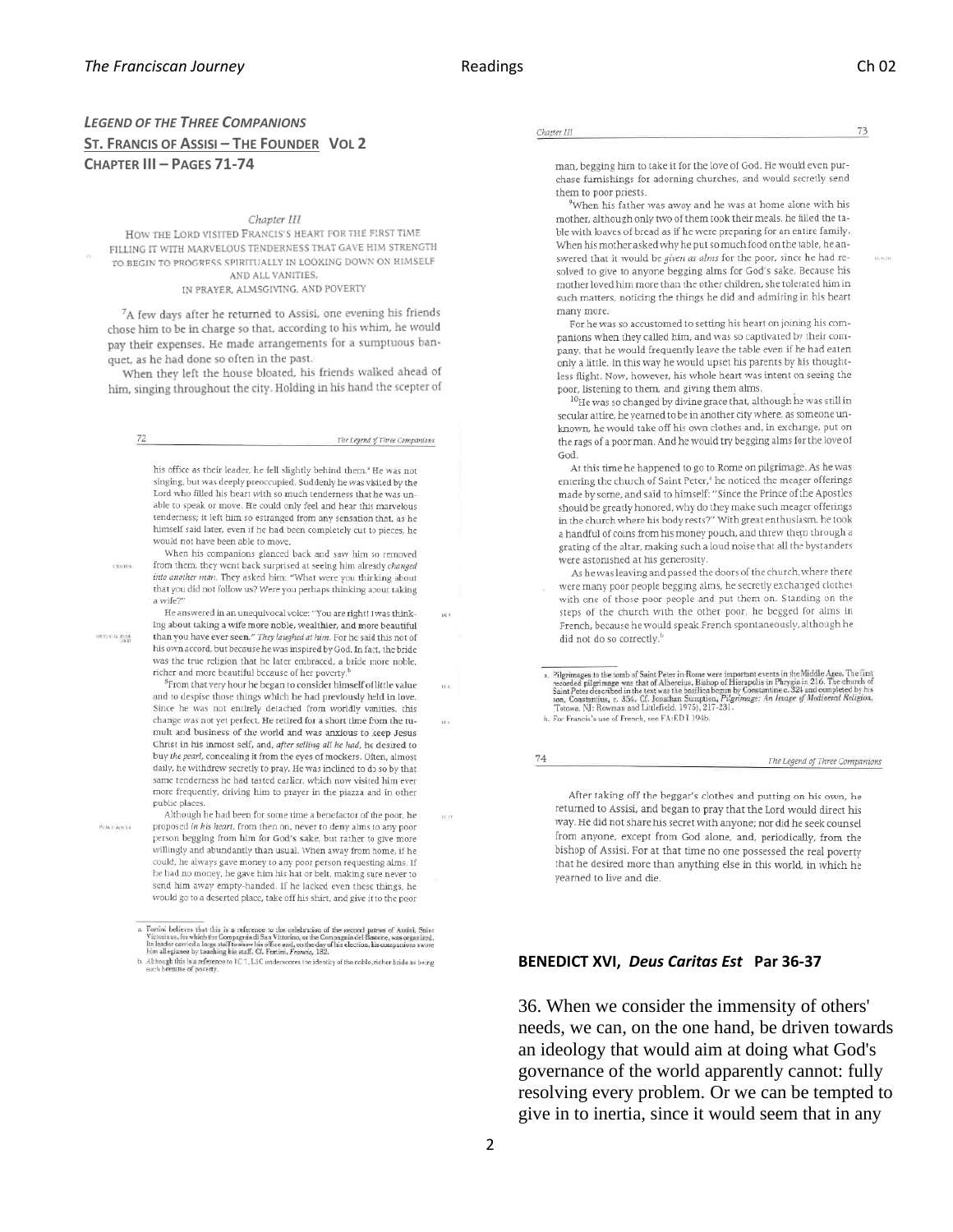*LEGEND OF THE THREE COMPANIONS*

**ST. FRANCIS OF ASSISI – THE FOUNDER VOL 2**

**CHAPTER III – PAGES 71-74**

### Chapter III

HOW THE LORD VISITED FRANCIS'S HEART FOR THE FIRST TIME FILLING IT WITH MARVELOUS TENDERNESS THAT GAVE HIM STRENGTH TO BEGIN TO PROGRESS SPIRITUALLY IN LOOKING DOWN ON HIMSELF AND ALL VANITIES, IN PRAYER, ALMSGIVING, AND POVERTY

[7]A few days after he returned to Assisi, one evening his friends chose him to be in charge so that, according to his whim, he would pay their expenses. He made arrangements for a sumptuous banquet, as he had done so often in the past.

When they left the house bloated, his friends walked ahead of him, singing throughout the city. Holding in his hand the scepter of his office as their leader, he fell slightly behind them.[a] He was not singing, but was deeply preoccupied. Suddenly he was visited by the Lord who filled his heart with so much tenderness that he was unable to speak or move. He could only feel and hear this marvelous tenderness; it left him so estranged from any sensation that, as he himself said later, even if he had been completely cut to pieces, he would not have been able to move.

When his companions glanced back and saw him so removed from them, they went back surprised at seeing him already *changed into another man*. They asked him: "What were you thinking about that you did not follow us? Were you perhaps thinking about taking a wife?"

He answered in an unequivocal voice: "You are right! I was thinking about taking a wife more noble, wealthier, and more beautiful than you have ever seen." *They laughed at him.* For he said this not of his own accord, but because he was inspired by God. In fact, the bride was the true religion that he later embraced, a bride more noble, richer and more beautiful because of her poverty.[b]

[8]From that very hour he began to consider himself of little value and to despise those things which he had previously held in love. Since he was not entirely detached from worldly vanities, this change was not yet perfect. He retired for a short time from the tumult and business of the world and was anxious to keep Jesus Christ in his inmost self, and, *after selling all he had*, he desired to buy *the pearl*, concealing it from the eyes of mockers. Often, almost daily, he withdrew secretly to pray. He was inclined to do so by that same tenderness he had tasted earlier, which now visited him ever more frequently, driving him to prayer in the piazza and in other public places.

Although he had been for some time a benefactor of the poor, he proposed *in his heart*, from then on, never to deny alms to any poor person begging from him for God's sake, but rather to give more willingly and abundantly than usual. When away from home, if he could, he always gave money to any poor person requesting alms. If he had no money, he gave him his hat or belt, making sure never to send him away empty-handed. If he lacked even these things, he would go to a deserted place, take off his shirt, and give it to the poor man, begging him to take it for the love of God. He would even purchase furnishings for adorning churches, and would secretly send them to poor priests.

[9]When his father was away and he was at home alone with his mother, although only two of them took their meals, he filled the table with loaves of bread as if he were preparing for an entire family. When his mother asked why he put so much food on the table, he answered that it would be *given as alms* for the poor, since he had resolved to give to anyone begging alms for God's sake. Because his mother loved him more than the other children, she tolerated him in such matters, noticing the things he did and admiring in her heart many more.

For he was so accustomed to setting his heart on joining his companions when they called him, and was so captivated by their company, that he would frequently leave the table even if he had eaten only a little. In this way he would upset his parents by his thoughtless flight. Now, however, his whole heart was intent on seeing the poor, listening to them, and giving them alms.

[10]He was so changed by divine grace that, although he was still in secular attire, he yearned to be in another city where, as someone unknown, he would take off his own clothes and, in exchange, put on the rags of a poor man. And he would try begging alms for the love of God.

At this time he happened to go to Rome on pilgrimage. As he was entering the church of Saint Peter,[a] he noticed the meager offerings made by some, and said to himself: "Since the Prince of the Apostles should be greatly honored, why do they make such meager offerings in the church where his body rests?" With great enthusiasm, he took a handful of coins from his money pouch, and threw them through a grating of the altar, making such a loud noise that all the bystanders were astonished at his generosity.

As he was leaving and passed the doors of the church, where there were many poor people begging alms, he secretly exchanged clothes with one of those poor people and put them on. Standing on the steps of the church with the other poor, he begged for alms in French, because he would speak French spontaneously, although he did not do so correctly.[b]

After taking off the beggar's clothes and putting on his own, he returned to Assisi, and began to pray that the Lord would direct his way. He did not share his secret with anyone; nor did he seek counsel from anyone, except from God alone, and, periodically, from the bishop of Assisi. For at that time no one possessed the real poverty that he desired more than anything else in this world, in which he yearned to live and die.

a. Fortini believes that this is a reference to the celebration of the second patron of Assisi, Saint Victorinus, for which the Compagnia di San Vittorino, or the Compagnia del Bastone, was organized. Its leader carried a large staff to show his office and, on the day of his election, his companions swore him allegiance by touching his staff. Cf. Fortini, *Francis*, 132.

b. Although this is a reference to 1C 7, L3C underscores the identity of the noble, richer bride as being such because of poverty.

a. Pilgrimages to the tomb of Saint Peter in Rome were important events in the Middle Ages. The first recorded pilgrimage was that of Albercius, Bishop of Hierapolis in Phrygia in 216. The church of Saint Peter described in the text was the basilica begun by Constantine c. 324 and completed by his son, Constantius, c. 354. Cf. Jonathan Sumption, *Pilgrimage: An Image of Mediaeval Religion*, (Totowa, NJ: Rowman and Littlefield, 1975), 217-231.

b. For Francis's use of French, see FA:ED I 194b.

**BENEDICT XVI, *Deus Caritas Est* Par 36-37**

36. When we consider the immensity of others' needs, we can, on the one hand, be driven towards an ideology that would aim at doing what God's governance of the world apparently cannot: fully resolving every problem. Or we can be tempted to give in to inertia, since it would seem that in any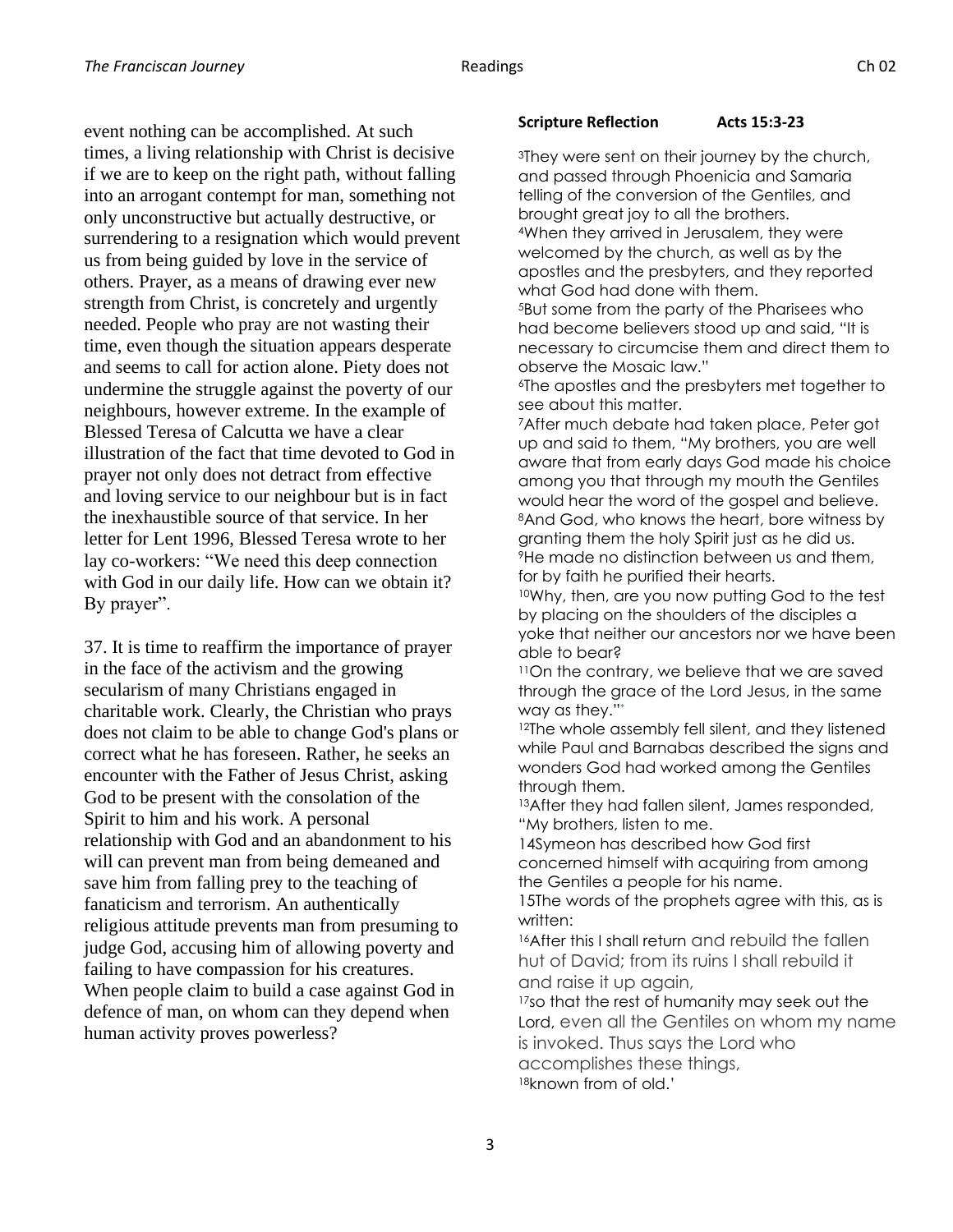event nothing can be accomplished. At such times, a living relationship with Christ is decisive if we are to keep on the right path, without falling into an arrogant contempt for man, something not only unconstructive but actually destructive, or surrendering to a resignation which would prevent us from being guided by love in the service of others. Prayer, as a means of drawing ever new strength from Christ, is concretely and urgently needed. People who pray are not wasting their time, even though the situation appears desperate and seems to call for action alone. Piety does not undermine the struggle against the poverty of our neighbours, however extreme. In the example of Blessed Teresa of Calcutta we have a clear illustration of the fact that time devoted to God in prayer not only does not detract from effective and loving service to our neighbour but is in fact the inexhaustible source of that service. In her letter for Lent 1996, Blessed Teresa wrote to her lay co-workers: "We need this deep connection with God in our daily life. How can we obtain it? By prayer".

37. It is time to reaffirm the importance of prayer in the face of the activism and the growing secularism of many Christians engaged in charitable work. Clearly, the Christian who prays does not claim to be able to change God's plans or correct what he has foreseen. Rather, he seeks an encounter with the Father of Jesus Christ, asking God to be present with the consolation of the Spirit to him and his work. A personal relationship with God and an abandonment to his will can prevent man from being demeaned and save him from falling prey to the teaching of fanaticism and terrorism. An authentically religious attitude prevents man from presuming to judge God, accusing him of allowing poverty and failing to have compassion for his creatures. When people claim to build a case against God in defence of man, on whom can they depend when human activity proves powerless?

**Scripture Reflection Acts 15:3-23**

3They were sent on their journey by the church, and passed through Phoenicia and Samaria telling of the conversion of the Gentiles, and brought great joy to all the brothers.
4When they arrived in Jerusalem, they were welcomed by the church, as well as by the apostles and the presbyters, and they reported what God had done with them.
5But some from the party of the Pharisees who had become believers stood up and said, "It is necessary to circumcise them and direct them to observe the Mosaic law."
6The apostles and the presbyters met together to see about this matter.
7After much debate had taken place, Peter got up and said to them, "My brothers, you are well aware that from early days God made his choice among you that through my mouth the Gentiles would hear the word of the gospel and believe.
8And God, who knows the heart, bore witness by granting them the holy Spirit just as he did us.
9He made no distinction between us and them, for by faith he purified their hearts.
10Why, then, are you now putting God to the test by placing on the shoulders of the disciples a yoke that neither our ancestors nor we have been able to bear?
11On the contrary, we believe that we are saved through the grace of the Lord Jesus, in the same way as they."*
12The whole assembly fell silent, and they listened while Paul and Barnabas described the signs and wonders God had worked among the Gentiles through them.
13After they had fallen silent, James responded, "My brothers, listen to me.
14Symeon has described how God first concerned himself with acquiring from among the Gentiles a people for his name.
15The words of the prophets agree with this, as is written:
16After this I shall return and rebuild the fallen hut of David; from its ruins I shall rebuild it and raise it up again,
17so that the rest of humanity may seek out the Lord, even all the Gentiles on whom my name is invoked. Thus says the Lord who accomplishes these things,
18known from of old.'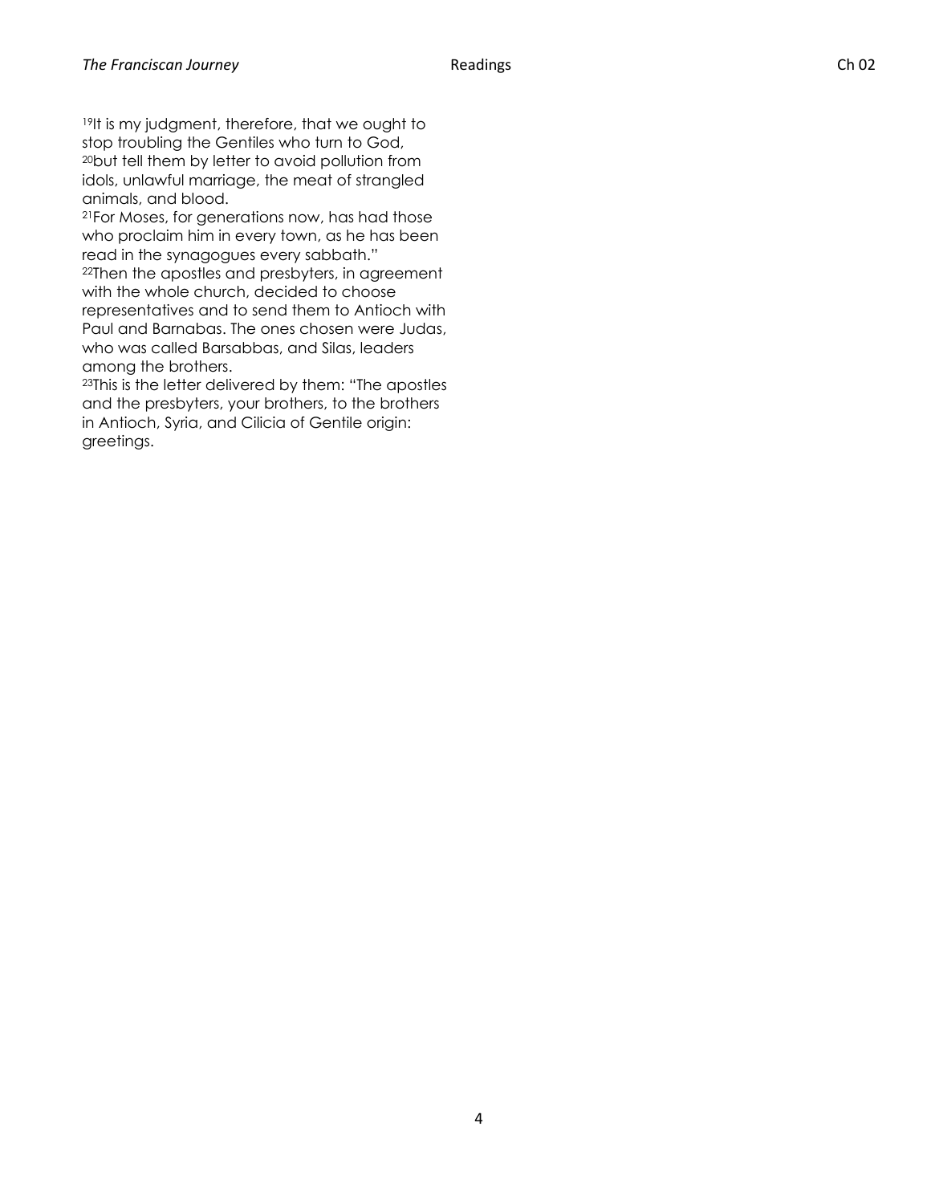[19]It is my judgment, therefore, that we ought to stop troubling the Gentiles who turn to God,
[20]but tell them by letter to avoid pollution from idols, unlawful marriage, the meat of strangled animals, and blood.
[21]For Moses, for generations now, has had those who proclaim him in every town, as he has been read in the synagogues every sabbath."
[22]Then the apostles and presbyters, in agreement with the whole church, decided to choose representatives and to send them to Antioch with Paul and Barnabas. The ones chosen were Judas, who was called Barsabbas, and Silas, leaders among the brothers.
[23]This is the letter delivered by them: "The apostles and the presbyters, your brothers, to the brothers in Antioch, Syria, and Cilicia of Gentile origin: greetings.